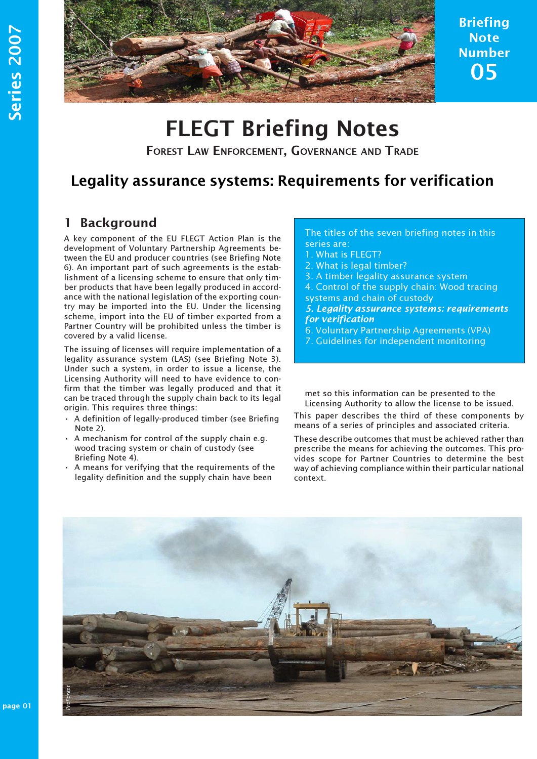# FLEGT Briefing Notes

FOREST LAW ENFORCEMENT, GOVERNANCE AND TRADE

Briefing Note Number 05

## Legality assurance systems: Requirements for verification

## 1 Background

A key component of the EU FLEGT Action Plan is the development of Voluntary Partnership Agreements between the EU and producer countries (see Briefing Note 6). An important part of such agreements is the establishment of a licensing scheme to ensure that only timber products that have been legally produced in accordance with the national legislation of the exporting country may be imported into the EU. Under the licensing scheme, import into the EU of timber exported from a Partner Country will be prohibited unless the timber is covered by a valid license.

The issuing of licenses will require implementation of a legality assurance system (LAS) (see Briefing Note 3). Under such a system, in order to issue a license, the Licensing Authority will need to have evidence to confirm that the timber was legally produced and that it can be traced through the supply chain back to its legal origin. This requires three things:

- A definition of legally-produced timber (see Briefing Note 2).
- A mechanism for control of the supply chain e.g. wood tracing system or chain of custody (see Briefing Note 4).
- A means for verifying that the requirements of the legality definition and the supply chain have been met so this information can be presented to the Licensing Authority to allow the license to be issued.

This paper describes the third of these components by means of a series of principles and associated criteria.

These describe outcomes that must be achieved rather than prescribe the means for achieving the outcomes. This provides scope for Partner Countries to determine the best way of achieving compliance within their particular national context.

The titles of the seven briefing notes in this series are:

1. What is FLEGT?
2. What is legal timber?
3. A timber legality assurance system
4. Control of the supply chain: Wood tracing systems and chain of custody
5. ***Legality assurance systems: requirements for verification***
6. Voluntary Partnership Agreements (VPA)
7. Guidelines for independent monitoring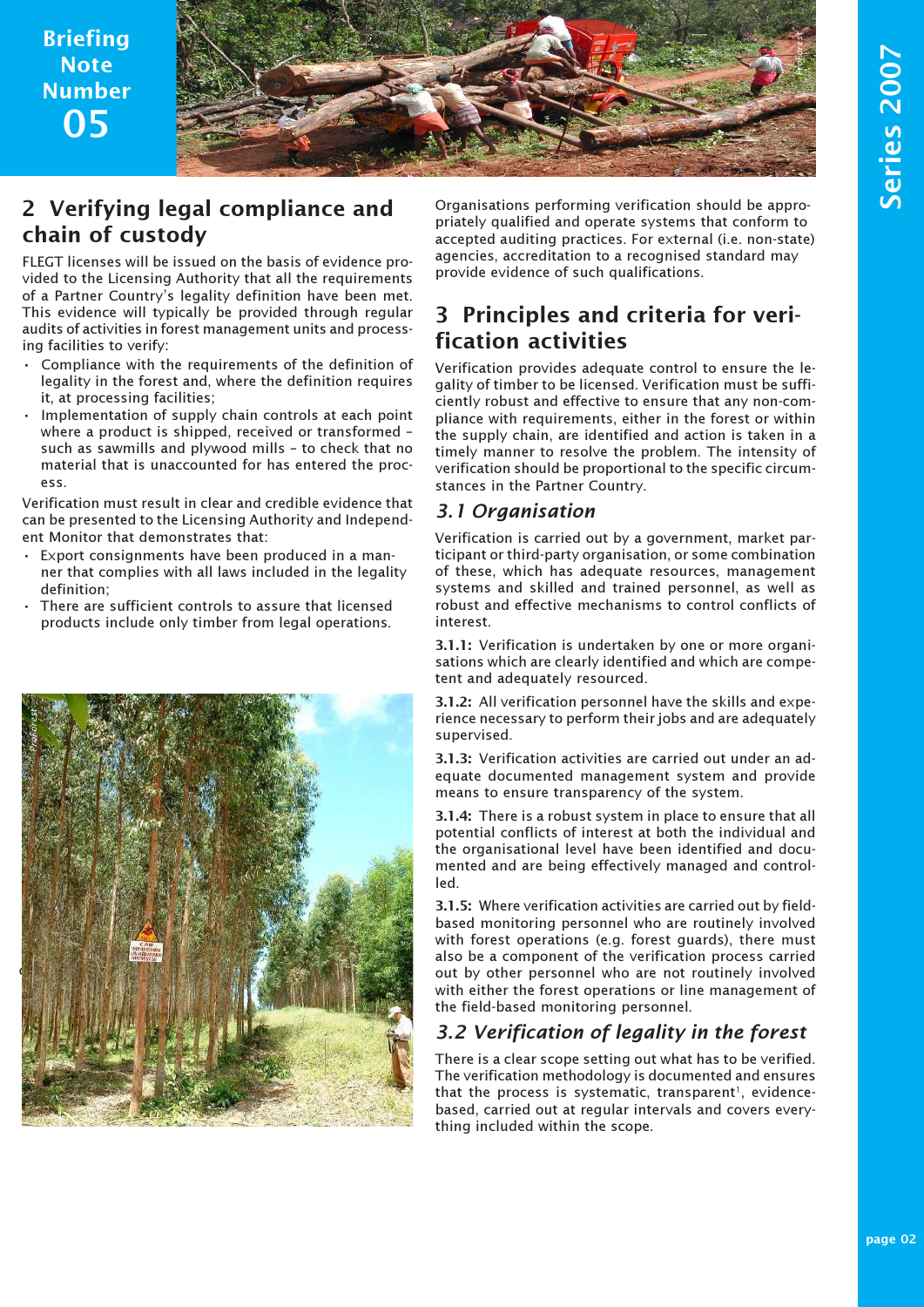## 2 Verifying legal compliance and chain of custody

FLEGT licenses will be issued on the basis of evidence provided to the Licensing Authority that all the requirements of a Partner Country's legality definition have been met. This evidence will typically be provided through regular audits of activities in forest management units and processing facilities to verify:

- Compliance with the requirements of the definition of legality in the forest and, where the definition requires it, at processing facilities;
- Implementation of supply chain controls at each point where a product is shipped, received or transformed – such as sawmills and plywood mills – to check that no material that is unaccounted for has entered the process.

Verification must result in clear and credible evidence that can be presented to the Licensing Authority and Independent Monitor that demonstrates that:

- Export consignments have been produced in a manner that complies with all laws included in the legality definition;
- There are sufficient controls to assure that licensed products include only timber from legal operations.

Organisations performing verification should be appropriately qualified and operate systems that conform to accepted auditing practices. For external (i.e. non-state) agencies, accreditation to a recognised standard may provide evidence of such qualifications.

## 3 Principles and criteria for verification activities

Verification provides adequate control to ensure the legality of timber to be licensed. Verification must be sufficiently robust and effective to ensure that any non-compliance with requirements, either in the forest or within the supply chain, are identified and action is taken in a timely manner to resolve the problem. The intensity of verification should be proportional to the specific circumstances in the Partner Country.

### *3.1 Organisation*

Verification is carried out by a government, market participant or third-party organisation, or some combination of these, which has adequate resources, management systems and skilled and trained personnel, as well as robust and effective mechanisms to control conflicts of interest.

**3.1.1:** Verification is undertaken by one or more organisations which are clearly identified and which are competent and adequately resourced.

**3.1.2:** All verification personnel have the skills and experience necessary to perform their jobs and are adequately supervised.

**3.1.3:** Verification activities are carried out under an adequate documented management system and provide means to ensure transparency of the system.

**3.1.4:** There is a robust system in place to ensure that all potential conflicts of interest at both the individual and the organisational level have been identified and documented and are being effectively managed and controlled.

**3.1.5:** Where verification activities are carried out by field-based monitoring personnel who are routinely involved with forest operations (e.g. forest guards), there must also be a component of the verification process carried out by other personnel who are not routinely involved with either the forest operations or line management of the field-based monitoring personnel.

### *3.2 Verification of legality in the forest*

There is a clear scope setting out what has to be verified. The verification methodology is documented and ensures that the process is systematic, transparent[1], evidence-based, carried out at regular intervals and covers everything included within the scope.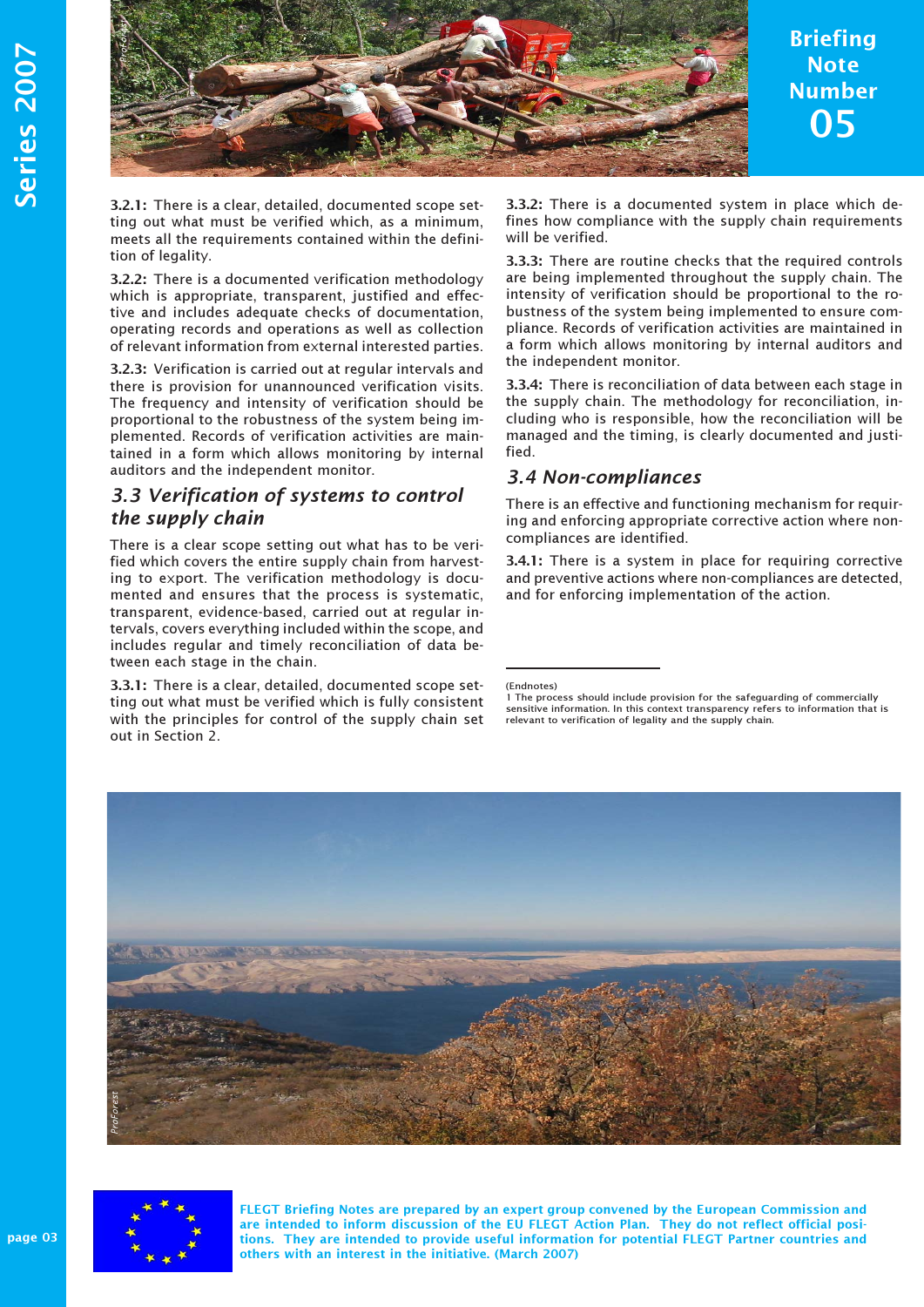3.2.1: There is a clear, detailed, documented scope setting out what must be verified which, as a minimum, meets all the requirements contained within the definition of legality.

3.2.2: There is a documented verification methodology which is appropriate, transparent, justified and effective and includes adequate checks of documentation, operating records and operations as well as collection of relevant information from external interested parties.

3.2.3: Verification is carried out at regular intervals and there is provision for unannounced verification visits. The frequency and intensity of verification should be proportional to the robustness of the system being implemented. Records of verification activities are maintained in a form which allows monitoring by internal auditors and the independent monitor.

### *3.3 Verification of systems to control the supply chain*

There is a clear scope setting out what has to be verified which covers the entire supply chain from harvesting to export. The verification methodology is documented and ensures that the process is systematic, transparent, evidence-based, carried out at regular intervals, covers everything included within the scope, and includes regular and timely reconciliation of data between each stage in the chain.

3.3.1: There is a clear, detailed, documented scope setting out what must be verified which is fully consistent with the principles for control of the supply chain set out in Section 2.

3.3.2: There is a documented system in place which defines how compliance with the supply chain requirements will be verified.

3.3.3: There are routine checks that the required controls are being implemented throughout the supply chain. The intensity of verification should be proportional to the robustness of the system being implemented to ensure compliance. Records of verification activities are maintained in a form which allows monitoring by internal auditors and the independent monitor.

3.3.4: There is reconciliation of data between each stage in the supply chain. The methodology for reconciliation, including who is responsible, how the reconciliation will be managed and the timing, is clearly documented and justified.

### *3.4 Non-compliances*

There is an effective and functioning mechanism for requiring and enforcing appropriate corrective action where non-compliances are identified.

3.4.1: There is a system in place for requiring corrective and preventive actions where non-compliances are detected, and for enforcing implementation of the action.

(Endnotes)
1 The process should include provision for the safeguarding of commercially sensitive information. In this context transparency refers to information that is relevant to verification of legality and the supply chain.

**FLEGT Briefing Notes are prepared by an expert group convened by the European Commission and are intended to inform discussion of the EU FLEGT Action Plan. They do not reflect official positions. They are intended to provide useful information for potential FLEGT Partner countries and others with an interest in the initiative. (March 2007)**